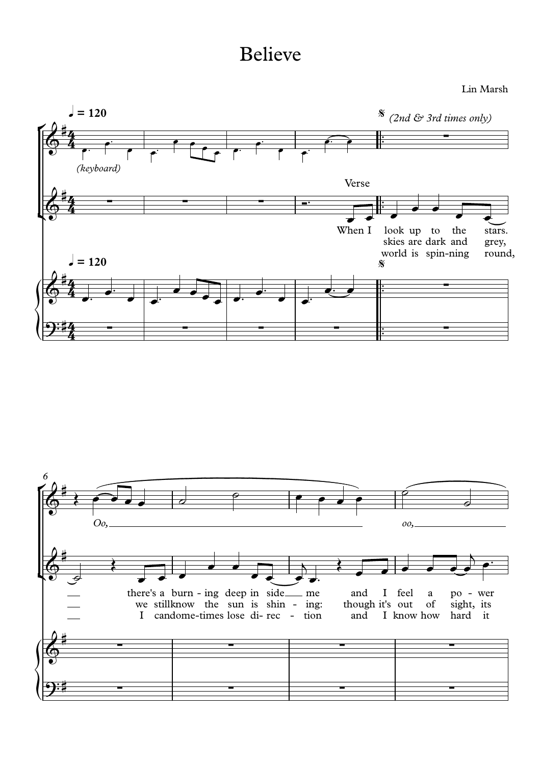# Believe

Lin Marsh

♩ = 120

(2nd & 3rd times only)

(keyboard)

Verse

When I look up to the stars.
skies are dark and grey,
world is spin-ning round,

Oo, oo,

there's a burn - ing deep in side me and I feel a po - wer
we still know the sun is shin - ing: though it's out of sight, its
I can some-times lose di- rec - tion and I know how hard it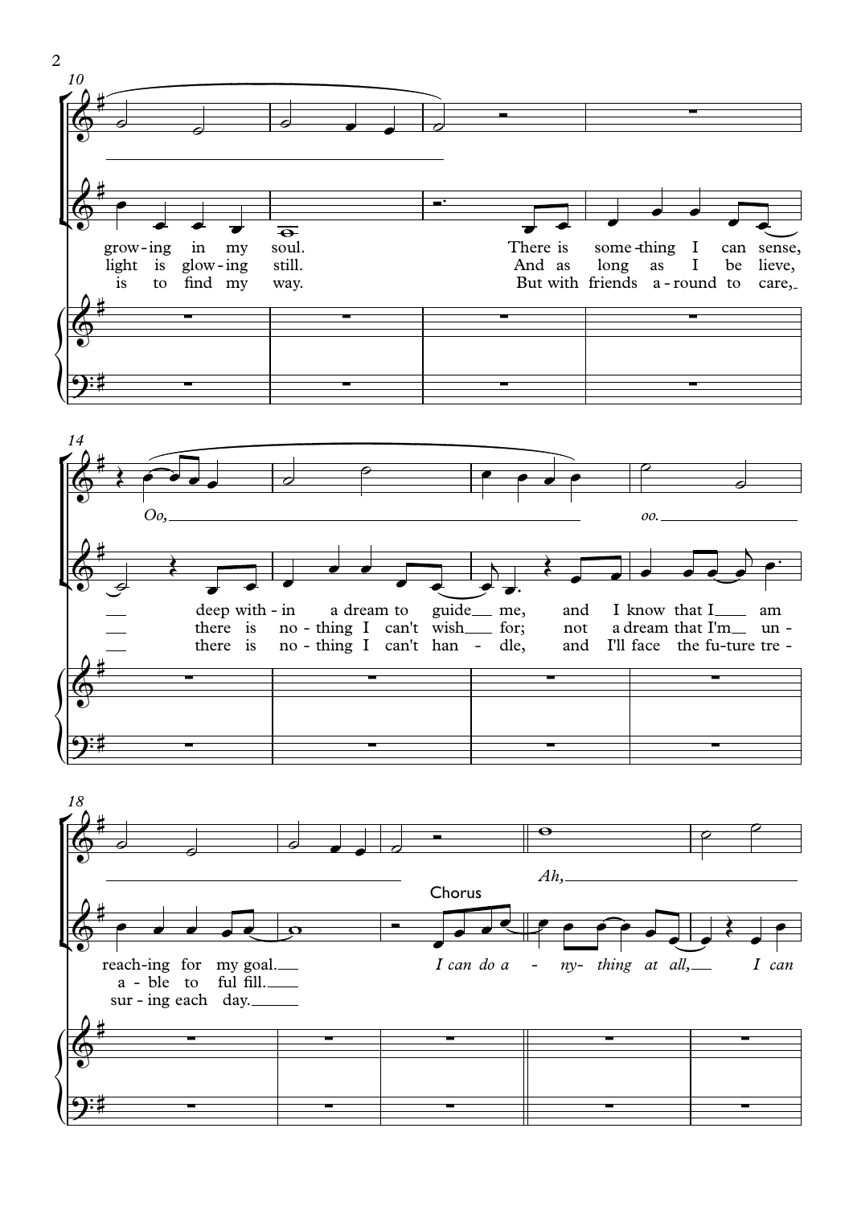10

grow - ing in my soul. There is some - thing I can sense,
light is glow - ing still. And as long as I be lieve,
is to find my way. But with friends a - round to care,

14

*Oo,* *oo.*

deep with - in a dream to guide me, and I know that I am
there is no - thing I can't wish for; not a dream that I'm un -
there is no - thing I can't han - dle, and I'll face the fu-ture tre -

18

*Ah,*

reach-ing for my goal.
a - ble to ful fill.
sur - ing each day.

Chorus

*I can do a - ny- thing at all, I can*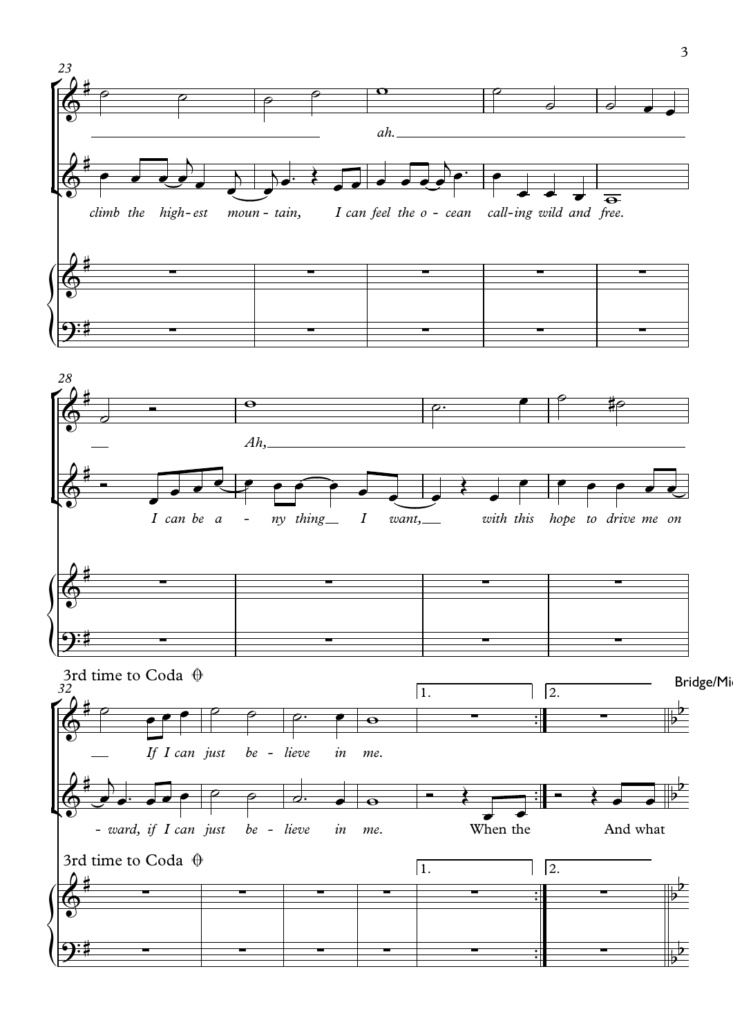23

ah.

climb the high-est moun - tain, I can feel the o - cean call-ing wild and free.

28

Ah,

I can be a - ny thing I want, with this hope to drive me on

3rd time to Coda ⊕

32

1. 2.

Bridge/Mi

If I can just be - lieve in me.

- ward, if I can just be - lieve in me. When the And what

3rd time to Coda ⊕

1. 2.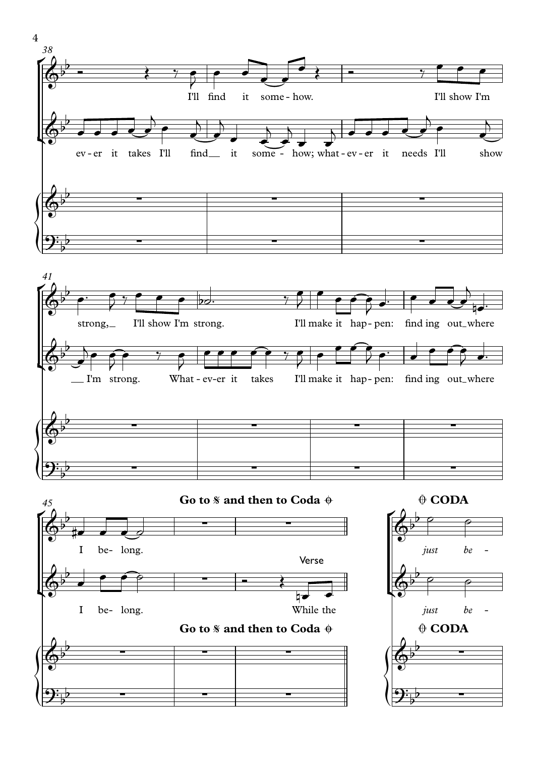38

I'll find it some - how. I'll show I'm

ev - er it takes I'll find it some - how; what - ev - er it needs I'll show

41

strong, I'll show I'm strong. I'll make it hap - pen: find ing out where

I'm strong. What - ev - er it takes I'll make it hap - pen: find ing out where

45

**Go to 𝄋 and then to Coda 𝄌**

I be- long.

Verse

I be- long. While the

**Go to 𝄋 and then to Coda 𝄌**

**𝄌 CODA**

*just be -*

*just be -*

**𝄌 CODA**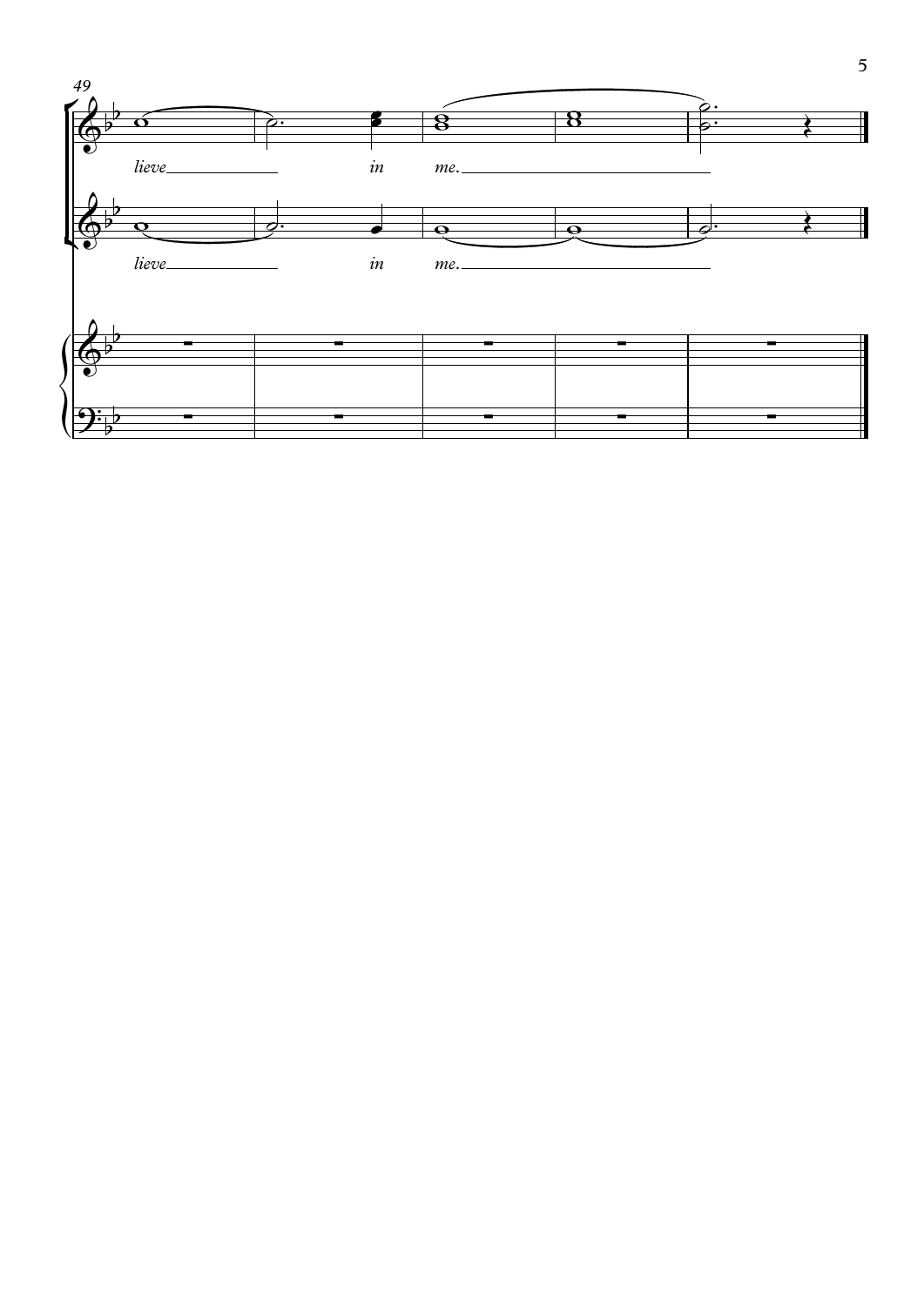49

*lieve in me.*

*lieve in me.*